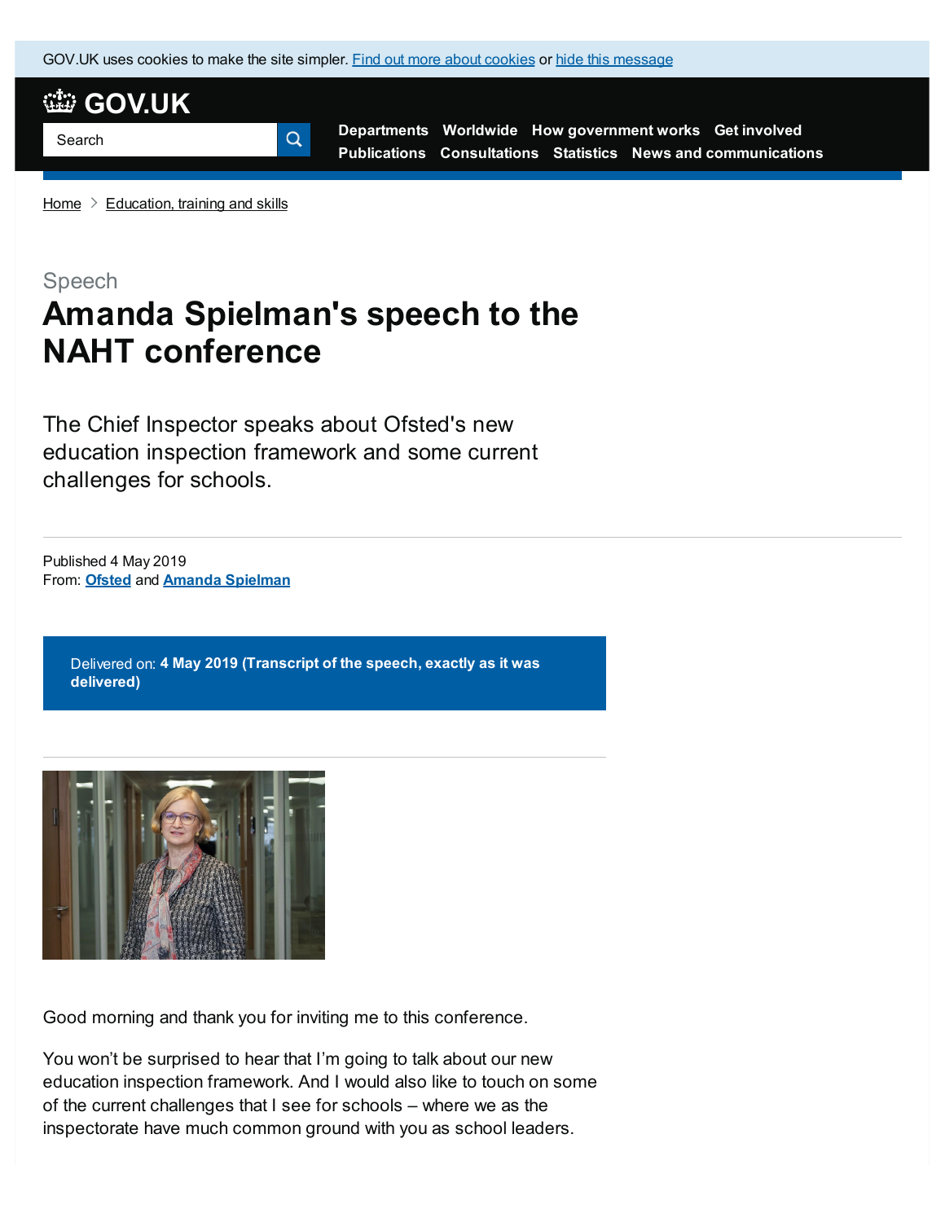GOV.UK uses cookies to make the site simpler. Find out more about cookies or hide this message

GOV.UK

Search

Departments Worldwide How government works Get involved
Publications Consultations Statistics News and communications

Home > Education, training and skills

Speech

# Amanda Spielman's speech to the NAHT conference

The Chief Inspector speaks about Ofsted's new education inspection framework and some current challenges for schools.

Published 4 May 2019
From: **Ofsted** and **Amanda Spielman**

Delivered on: **4 May 2019 (Transcript of the speech, exactly as it was delivered)**

Good morning and thank you for inviting me to this conference.

You won't be surprised to hear that I'm going to talk about our new education inspection framework. And I would also like to touch on some of the current challenges that I see for schools – where we as the inspectorate have much common ground with you as school leaders.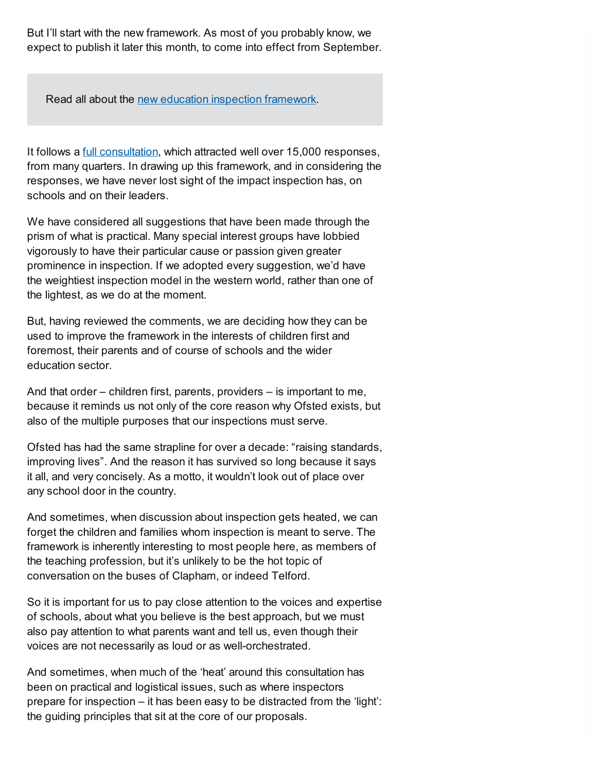But I'll start with the new framework. As most of you probably know, we expect to publish it later this month, to come into effect from September.

> Read all about the [new education inspection framework](#).

It follows a [full consultation](#), which attracted well over 15,000 responses, from many quarters. In drawing up this framework, and in considering the responses, we have never lost sight of the impact inspection has, on schools and on their leaders.

We have considered all suggestions that have been made through the prism of what is practical. Many special interest groups have lobbied vigorously to have their particular cause or passion given greater prominence in inspection. If we adopted every suggestion, we'd have the weightiest inspection model in the western world, rather than one of the lightest, as we do at the moment.

But, having reviewed the comments, we are deciding how they can be used to improve the framework in the interests of children first and foremost, their parents and of course of schools and the wider education sector.

And that order – children first, parents, providers – is important to me, because it reminds us not only of the core reason why Ofsted exists, but also of the multiple purposes that our inspections must serve.

Ofsted has had the same strapline for over a decade: "raising standards, improving lives". And the reason it has survived so long because it says it all, and very concisely. As a motto, it wouldn't look out of place over any school door in the country.

And sometimes, when discussion about inspection gets heated, we can forget the children and families whom inspection is meant to serve. The framework is inherently interesting to most people here, as members of the teaching profession, but it's unlikely to be the hot topic of conversation on the buses of Clapham, or indeed Telford.

So it is important for us to pay close attention to the voices and expertise of schools, about what you believe is the best approach, but we must also pay attention to what parents want and tell us, even though their voices are not necessarily as loud or as well-orchestrated.

And sometimes, when much of the 'heat' around this consultation has been on practical and logistical issues, such as where inspectors prepare for inspection – it has been easy to be distracted from the 'light': the guiding principles that sit at the core of our proposals.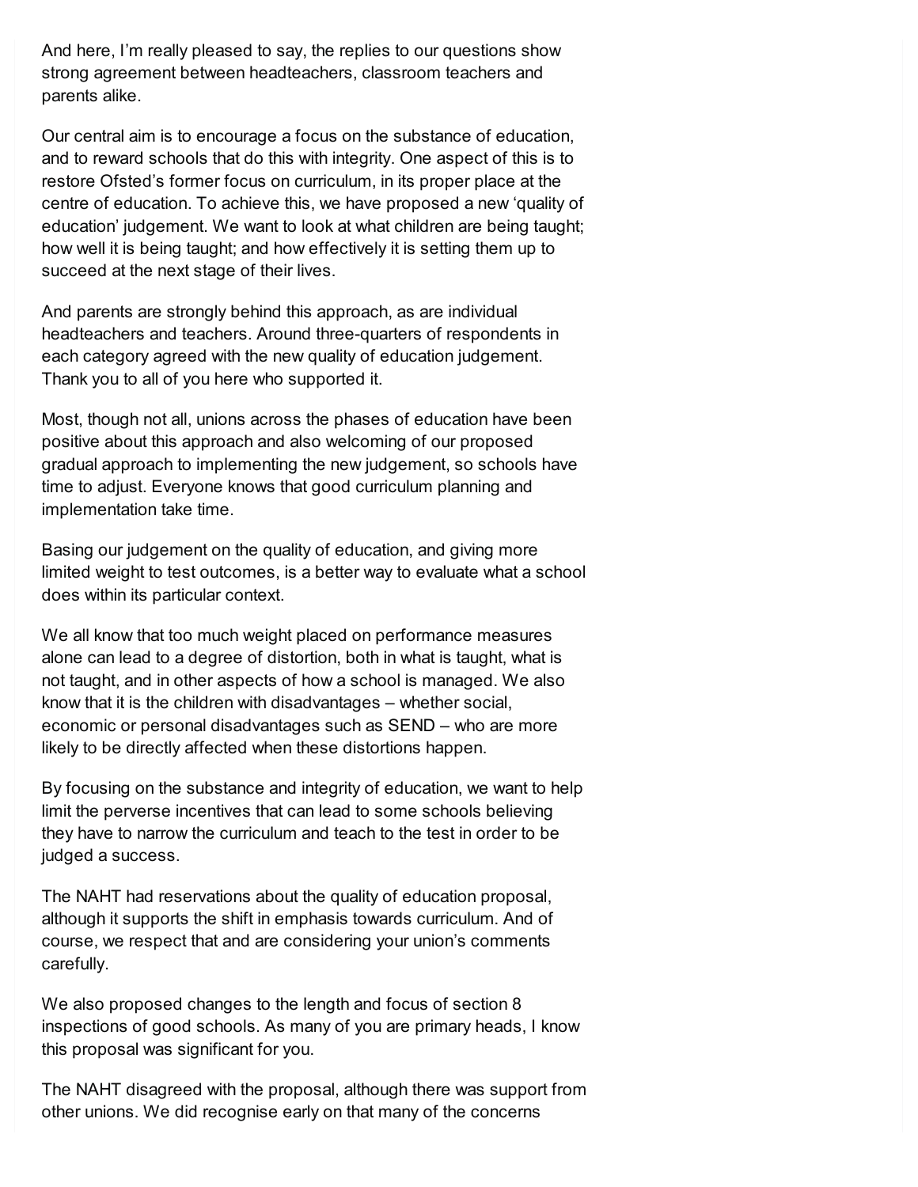And here, I'm really pleased to say, the replies to our questions show strong agreement between headteachers, classroom teachers and parents alike.

Our central aim is to encourage a focus on the substance of education, and to reward schools that do this with integrity. One aspect of this is to restore Ofsted's former focus on curriculum, in its proper place at the centre of education. To achieve this, we have proposed a new 'quality of education' judgement. We want to look at what children are being taught; how well it is being taught; and how effectively it is setting them up to succeed at the next stage of their lives.

And parents are strongly behind this approach, as are individual headteachers and teachers. Around three-quarters of respondents in each category agreed with the new quality of education judgement. Thank you to all of you here who supported it.

Most, though not all, unions across the phases of education have been positive about this approach and also welcoming of our proposed gradual approach to implementing the new judgement, so schools have time to adjust. Everyone knows that good curriculum planning and implementation take time.

Basing our judgement on the quality of education, and giving more limited weight to test outcomes, is a better way to evaluate what a school does within its particular context.

We all know that too much weight placed on performance measures alone can lead to a degree of distortion, both in what is taught, what is not taught, and in other aspects of how a school is managed. We also know that it is the children with disadvantages – whether social, economic or personal disadvantages such as SEND – who are more likely to be directly affected when these distortions happen.

By focusing on the substance and integrity of education, we want to help limit the perverse incentives that can lead to some schools believing they have to narrow the curriculum and teach to the test in order to be judged a success.

The NAHT had reservations about the quality of education proposal, although it supports the shift in emphasis towards curriculum. And of course, we respect that and are considering your union's comments carefully.

We also proposed changes to the length and focus of section 8 inspections of good schools. As many of you are primary heads, I know this proposal was significant for you.

The NAHT disagreed with the proposal, although there was support from other unions. We did recognise early on that many of the concerns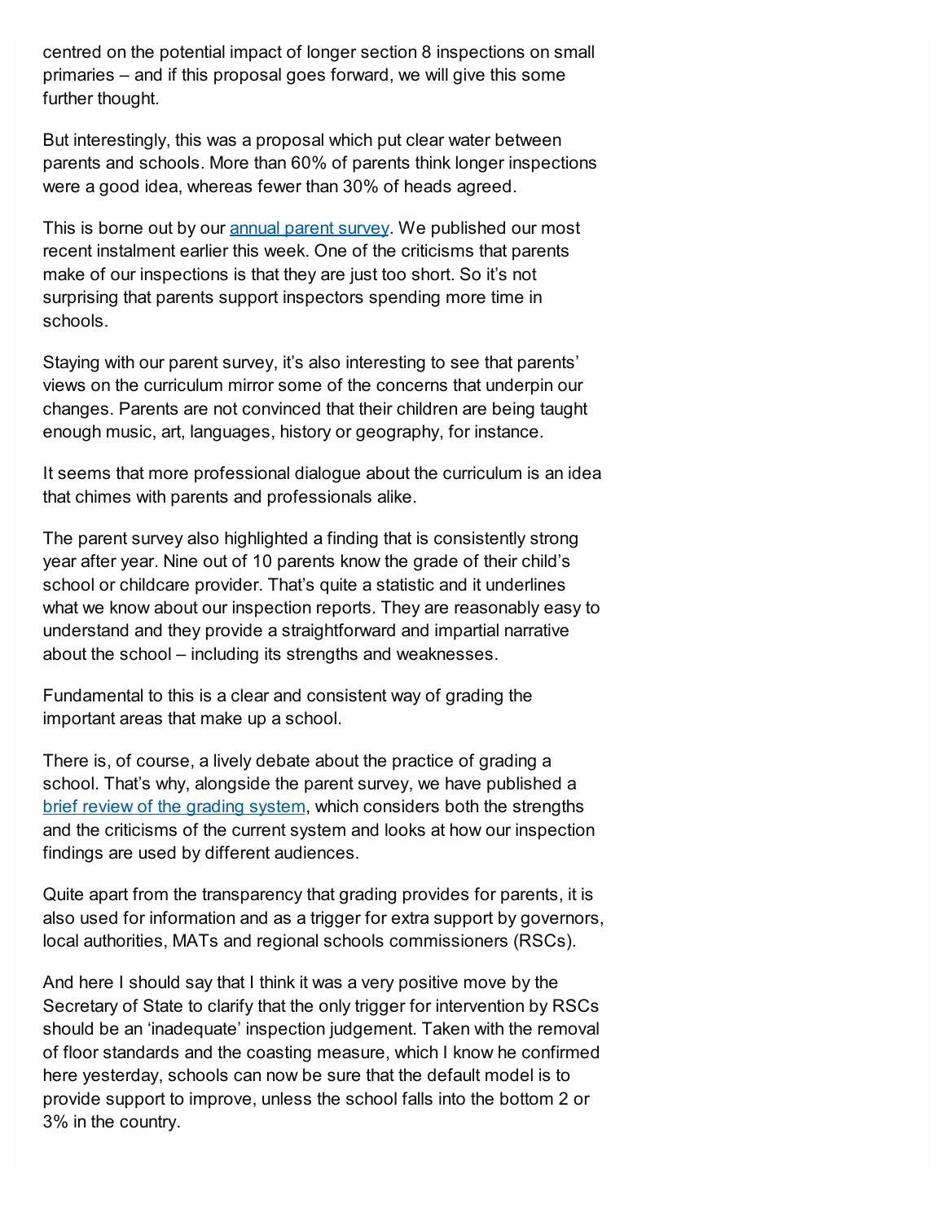centred on the potential impact of longer section 8 inspections on small primaries – and if this proposal goes forward, we will give this some further thought.

But interestingly, this was a proposal which put clear water between parents and schools. More than 60% of parents think longer inspections were a good idea, whereas fewer than 30% of heads agreed.

This is borne out by our [annual parent survey](). We published our most recent instalment earlier this week. One of the criticisms that parents make of our inspections is that they are just too short. So it's not surprising that parents support inspectors spending more time in schools.

Staying with our parent survey, it's also interesting to see that parents' views on the curriculum mirror some of the concerns that underpin our changes. Parents are not convinced that their children are being taught enough music, art, languages, history or geography, for instance.

It seems that more professional dialogue about the curriculum is an idea that chimes with parents and professionals alike.

The parent survey also highlighted a finding that is consistently strong year after year. Nine out of 10 parents know the grade of their child's school or childcare provider. That's quite a statistic and it underlines what we know about our inspection reports. They are reasonably easy to understand and they provide a straightforward and impartial narrative about the school – including its strengths and weaknesses.

Fundamental to this is a clear and consistent way of grading the important areas that make up a school.

There is, of course, a lively debate about the practice of grading a school. That's why, alongside the parent survey, we have published a [brief review of the grading system](), which considers both the strengths and the criticisms of the current system and looks at how our inspection findings are used by different audiences.

Quite apart from the transparency that grading provides for parents, it is also used for information and as a trigger for extra support by governors, local authorities, MATs and regional schools commissioners (RSCs).

And here I should say that I think it was a very positive move by the Secretary of State to clarify that the only trigger for intervention by RSCs should be an 'inadequate' inspection judgement. Taken with the removal of floor standards and the coasting measure, which I know he confirmed here yesterday, schools can now be sure that the default model is to provide support to improve, unless the school falls into the bottom 2 or 3% in the country.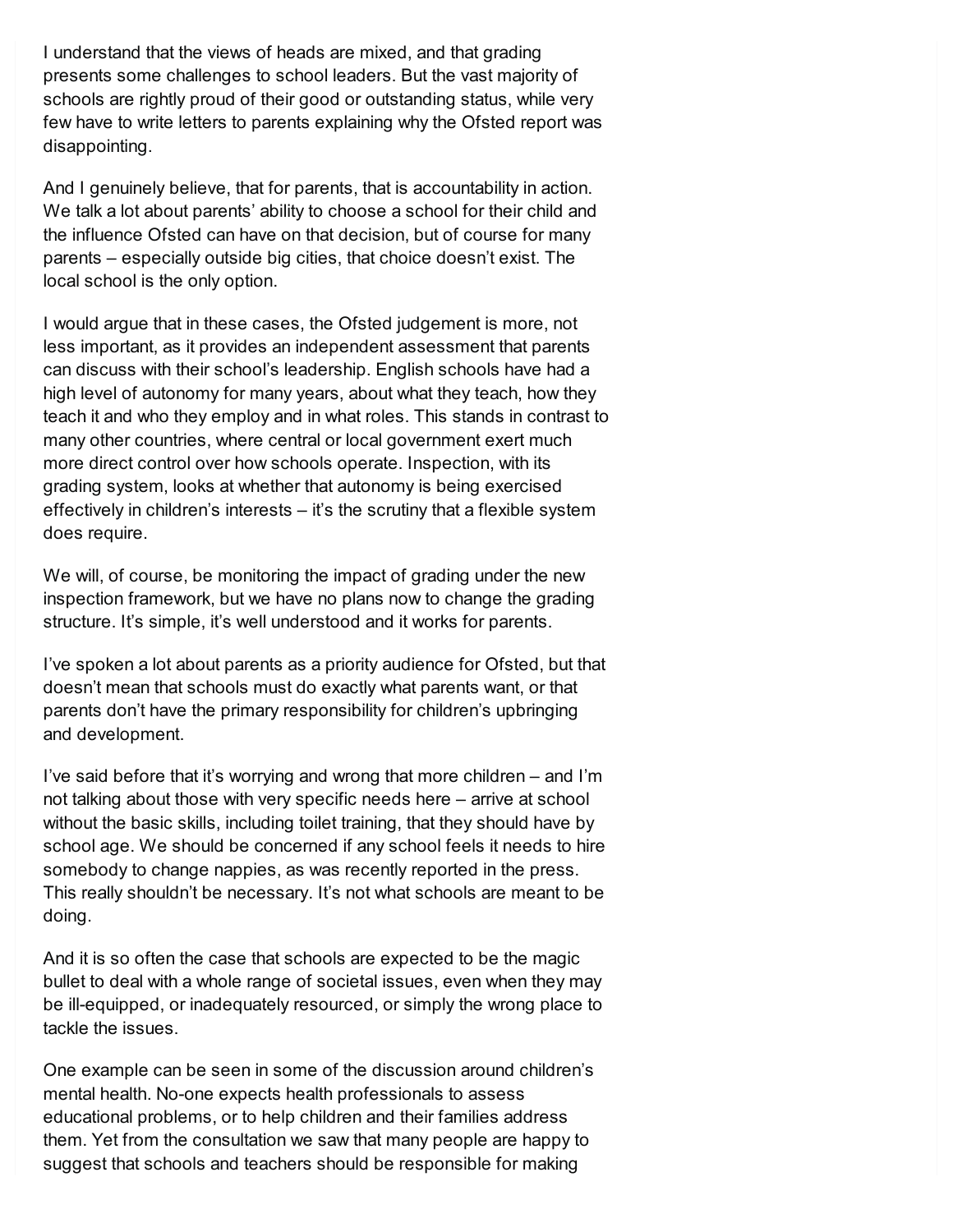I understand that the views of heads are mixed, and that grading presents some challenges to school leaders. But the vast majority of schools are rightly proud of their good or outstanding status, while very few have to write letters to parents explaining why the Ofsted report was disappointing.

And I genuinely believe, that for parents, that is accountability in action. We talk a lot about parents' ability to choose a school for their child and the influence Ofsted can have on that decision, but of course for many parents – especially outside big cities, that choice doesn't exist. The local school is the only option.

I would argue that in these cases, the Ofsted judgement is more, not less important, as it provides an independent assessment that parents can discuss with their school's leadership. English schools have had a high level of autonomy for many years, about what they teach, how they teach it and who they employ and in what roles. This stands in contrast to many other countries, where central or local government exert much more direct control over how schools operate. Inspection, with its grading system, looks at whether that autonomy is being exercised effectively in children's interests – it's the scrutiny that a flexible system does require.

We will, of course, be monitoring the impact of grading under the new inspection framework, but we have no plans now to change the grading structure. It's simple, it's well understood and it works for parents.

I've spoken a lot about parents as a priority audience for Ofsted, but that doesn't mean that schools must do exactly what parents want, or that parents don't have the primary responsibility for children's upbringing and development.

I've said before that it's worrying and wrong that more children – and I'm not talking about those with very specific needs here – arrive at school without the basic skills, including toilet training, that they should have by school age. We should be concerned if any school feels it needs to hire somebody to change nappies, as was recently reported in the press. This really shouldn't be necessary. It's not what schools are meant to be doing.

And it is so often the case that schools are expected to be the magic bullet to deal with a whole range of societal issues, even when they may be ill-equipped, or inadequately resourced, or simply the wrong place to tackle the issues.

One example can be seen in some of the discussion around children's mental health. No-one expects health professionals to assess educational problems, or to help children and their families address them. Yet from the consultation we saw that many people are happy to suggest that schools and teachers should be responsible for making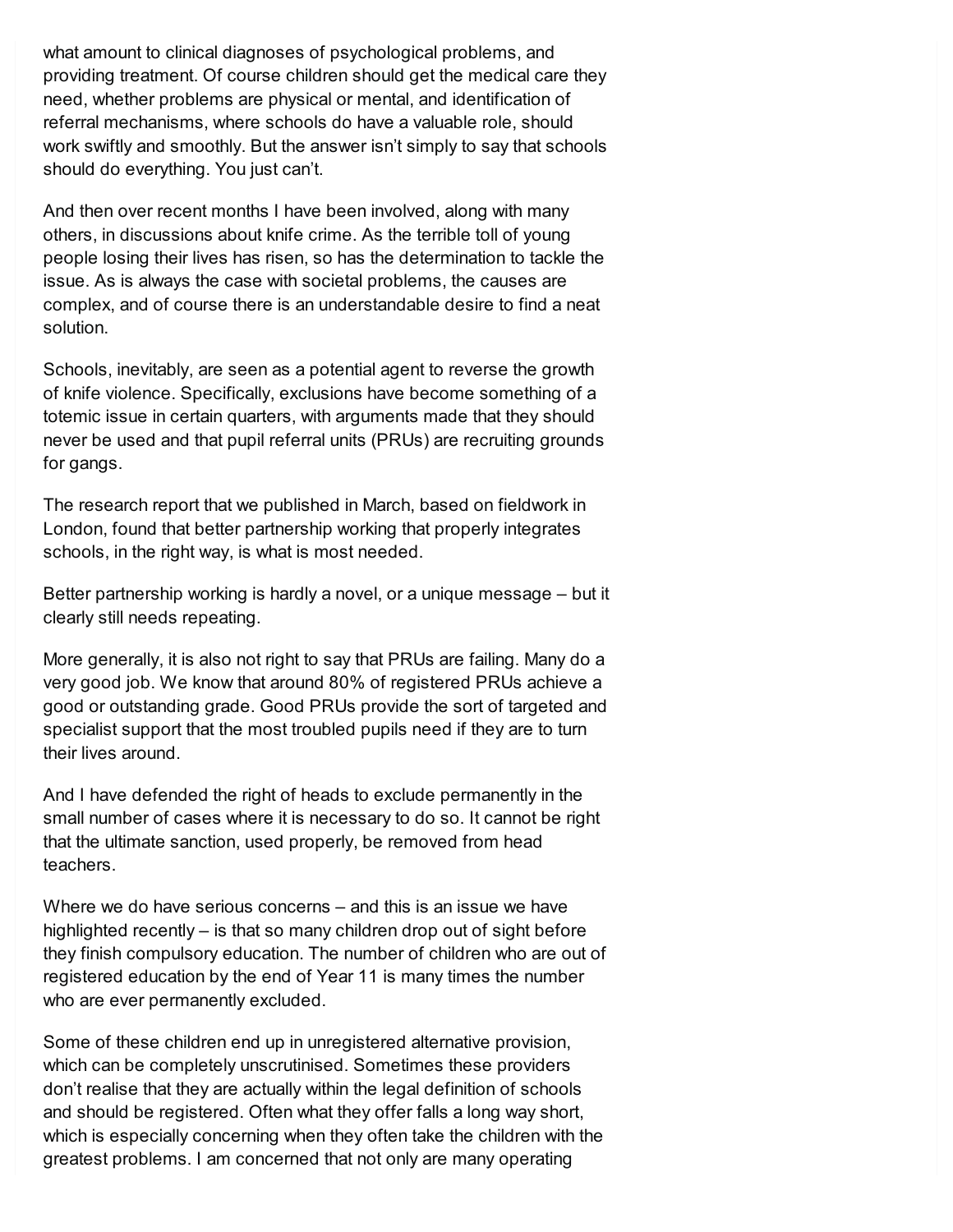what amount to clinical diagnoses of psychological problems, and providing treatment. Of course children should get the medical care they need, whether problems are physical or mental, and identification of referral mechanisms, where schools do have a valuable role, should work swiftly and smoothly. But the answer isn't simply to say that schools should do everything. You just can't.

And then over recent months I have been involved, along with many others, in discussions about knife crime. As the terrible toll of young people losing their lives has risen, so has the determination to tackle the issue. As is always the case with societal problems, the causes are complex, and of course there is an understandable desire to find a neat solution.

Schools, inevitably, are seen as a potential agent to reverse the growth of knife violence. Specifically, exclusions have become something of a totemic issue in certain quarters, with arguments made that they should never be used and that pupil referral units (PRUs) are recruiting grounds for gangs.

The research report that we published in March, based on fieldwork in London, found that better partnership working that properly integrates schools, in the right way, is what is most needed.

Better partnership working is hardly a novel, or a unique message – but it clearly still needs repeating.

More generally, it is also not right to say that PRUs are failing. Many do a very good job. We know that around 80% of registered PRUs achieve a good or outstanding grade. Good PRUs provide the sort of targeted and specialist support that the most troubled pupils need if they are to turn their lives around.

And I have defended the right of heads to exclude permanently in the small number of cases where it is necessary to do so. It cannot be right that the ultimate sanction, used properly, be removed from head teachers.

Where we do have serious concerns – and this is an issue we have highlighted recently – is that so many children drop out of sight before they finish compulsory education. The number of children who are out of registered education by the end of Year 11 is many times the number who are ever permanently excluded.

Some of these children end up in unregistered alternative provision, which can be completely unscrutinised. Sometimes these providers don't realise that they are actually within the legal definition of schools and should be registered. Often what they offer falls a long way short, which is especially concerning when they often take the children with the greatest problems. I am concerned that not only are many operating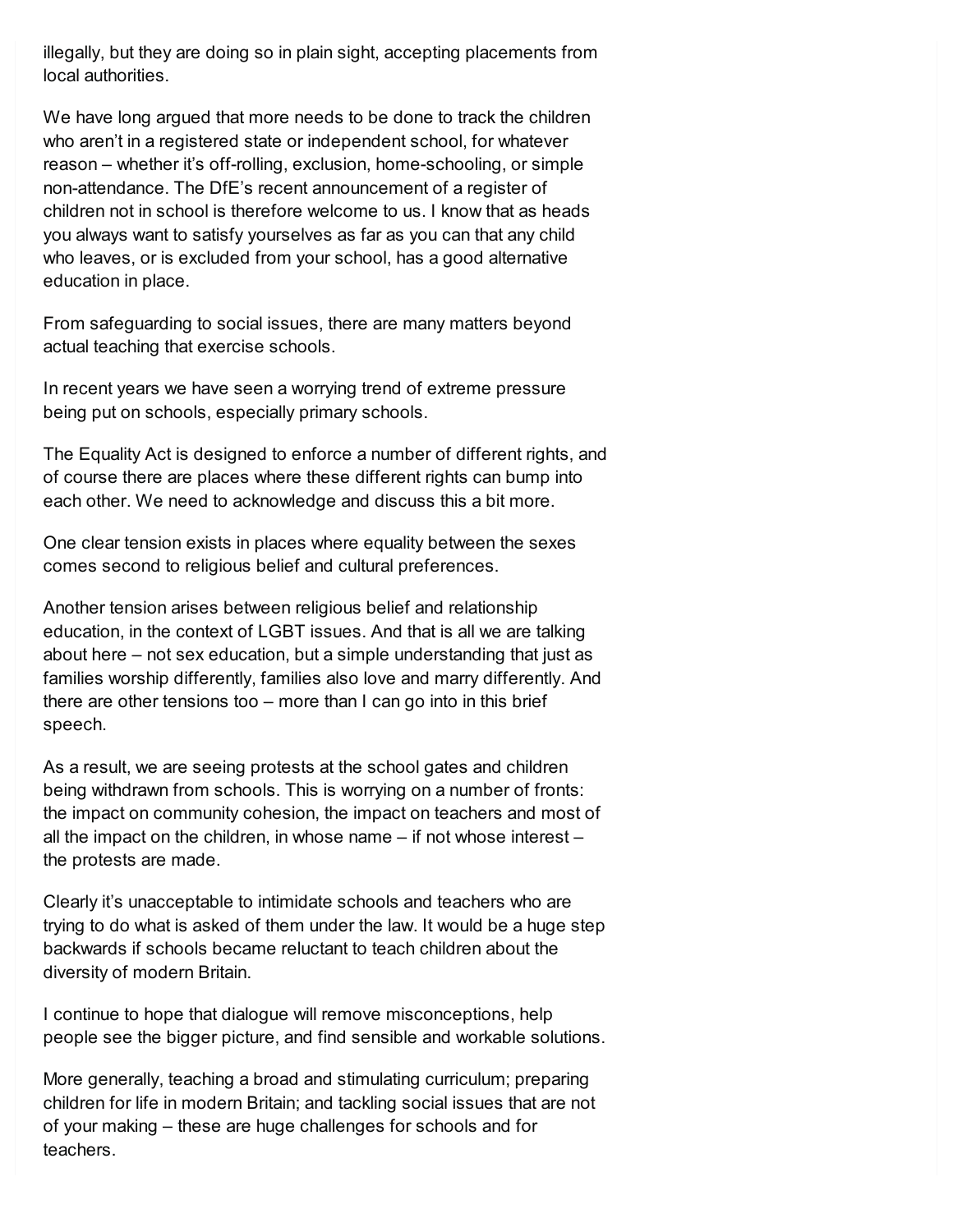illegally, but they are doing so in plain sight, accepting placements from local authorities.

We have long argued that more needs to be done to track the children who aren't in a registered state or independent school, for whatever reason – whether it's off-rolling, exclusion, home-schooling, or simple non-attendance. The DfE's recent announcement of a register of children not in school is therefore welcome to us. I know that as heads you always want to satisfy yourselves as far as you can that any child who leaves, or is excluded from your school, has a good alternative education in place.

From safeguarding to social issues, there are many matters beyond actual teaching that exercise schools.

In recent years we have seen a worrying trend of extreme pressure being put on schools, especially primary schools.

The Equality Act is designed to enforce a number of different rights, and of course there are places where these different rights can bump into each other. We need to acknowledge and discuss this a bit more.

One clear tension exists in places where equality between the sexes comes second to religious belief and cultural preferences.

Another tension arises between religious belief and relationship education, in the context of LGBT issues. And that is all we are talking about here – not sex education, but a simple understanding that just as families worship differently, families also love and marry differently. And there are other tensions too – more than I can go into in this brief speech.

As a result, we are seeing protests at the school gates and children being withdrawn from schools. This is worrying on a number of fronts: the impact on community cohesion, the impact on teachers and most of all the impact on the children, in whose name – if not whose interest – the protests are made.

Clearly it's unacceptable to intimidate schools and teachers who are trying to do what is asked of them under the law. It would be a huge step backwards if schools became reluctant to teach children about the diversity of modern Britain.

I continue to hope that dialogue will remove misconceptions, help people see the bigger picture, and find sensible and workable solutions.

More generally, teaching a broad and stimulating curriculum; preparing children for life in modern Britain; and tackling social issues that are not of your making – these are huge challenges for schools and for teachers.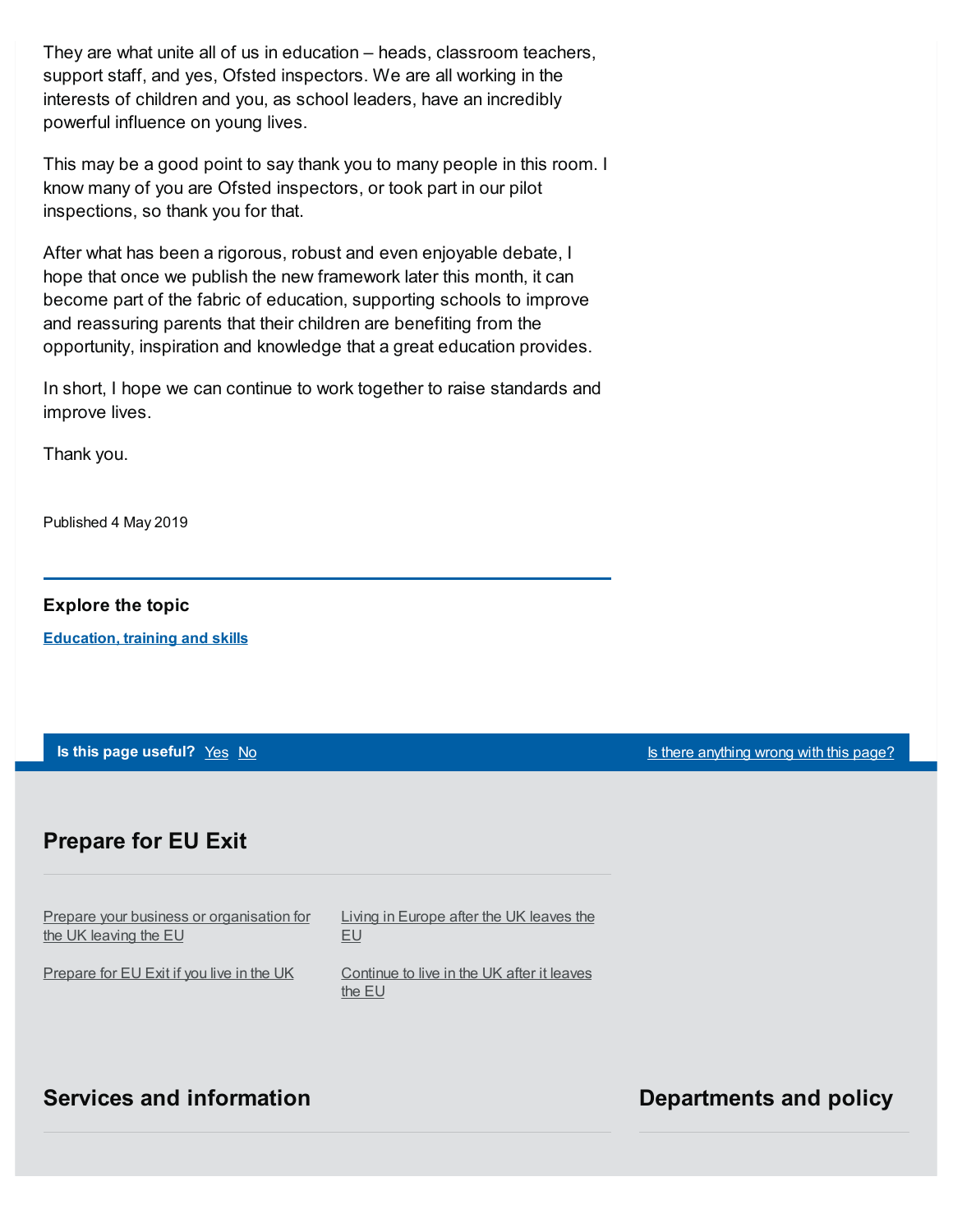They are what unite all of us in education – heads, classroom teachers, support staff, and yes, Ofsted inspectors. We are all working in the interests of children and you, as school leaders, have an incredibly powerful influence on young lives.

This may be a good point to say thank you to many people in this room. I know many of you are Ofsted inspectors, or took part in our pilot inspections, so thank you for that.

After what has been a rigorous, robust and even enjoyable debate, I hope that once we publish the new framework later this month, it can become part of the fabric of education, supporting schools to improve and reassuring parents that their children are benefiting from the opportunity, inspiration and knowledge that a great education provides.

In short, I hope we can continue to work together to raise standards and improve lives.

Thank you.

Published 4 May 2019

**Explore the topic**

**Education, training and skills**

**Is this page useful?** Yes No

Is there anything wrong with this page?

## Prepare for EU Exit

Prepare your business or organisation for the UK leaving the EU

Prepare for EU Exit if you live in the UK

Living in Europe after the UK leaves the EU

Continue to live in the UK after it leaves the EU

## Services and information

## Departments and policy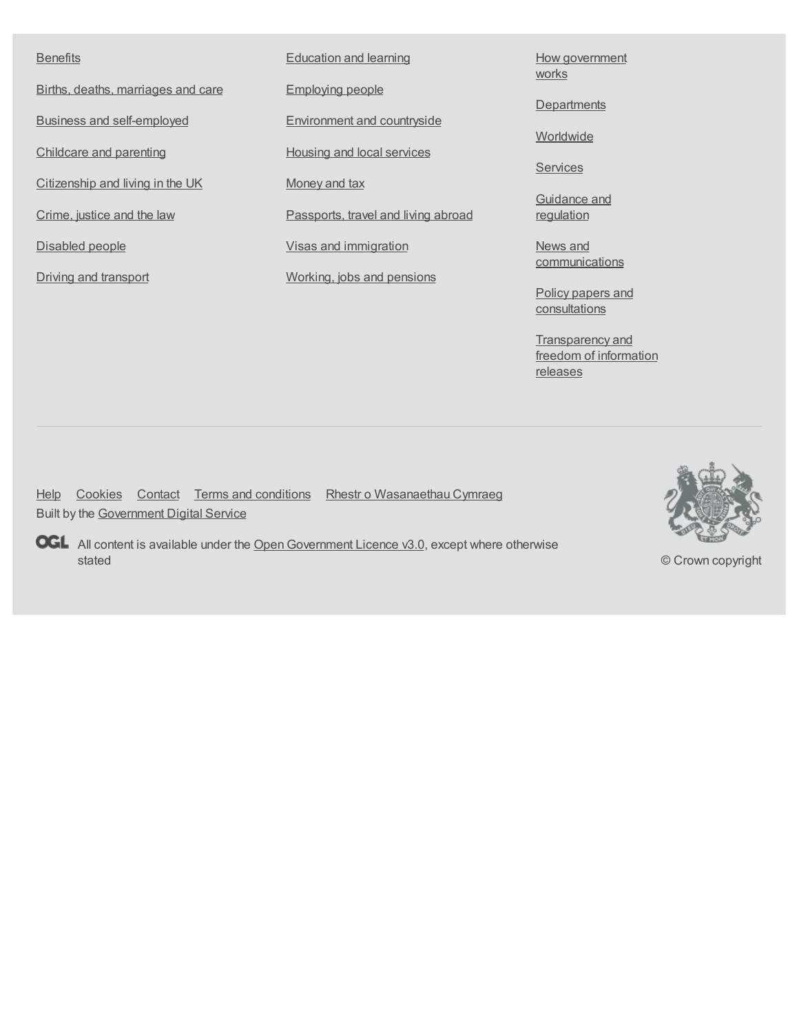Benefits

Births, deaths, marriages and care

Business and self-employed

Childcare and parenting

Citizenship and living in the UK

Crime, justice and the law

Disabled people

Driving and transport

Education and learning

Employing people

Environment and countryside

Housing and local services

Money and tax

Passports, travel and living abroad

Visas and immigration

Working, jobs and pensions

How government works

Departments

Worldwide

Services

Guidance and regulation

News and communications

Policy papers and consultations

Transparency and freedom of information releases

---

Help Cookies Contact Terms and conditions Rhestr o Wasanaethau Cymraeg

Built by the Government Digital Service

OGL All content is available under the Open Government Licence v3.0, except where otherwise stated

© Crown copyright